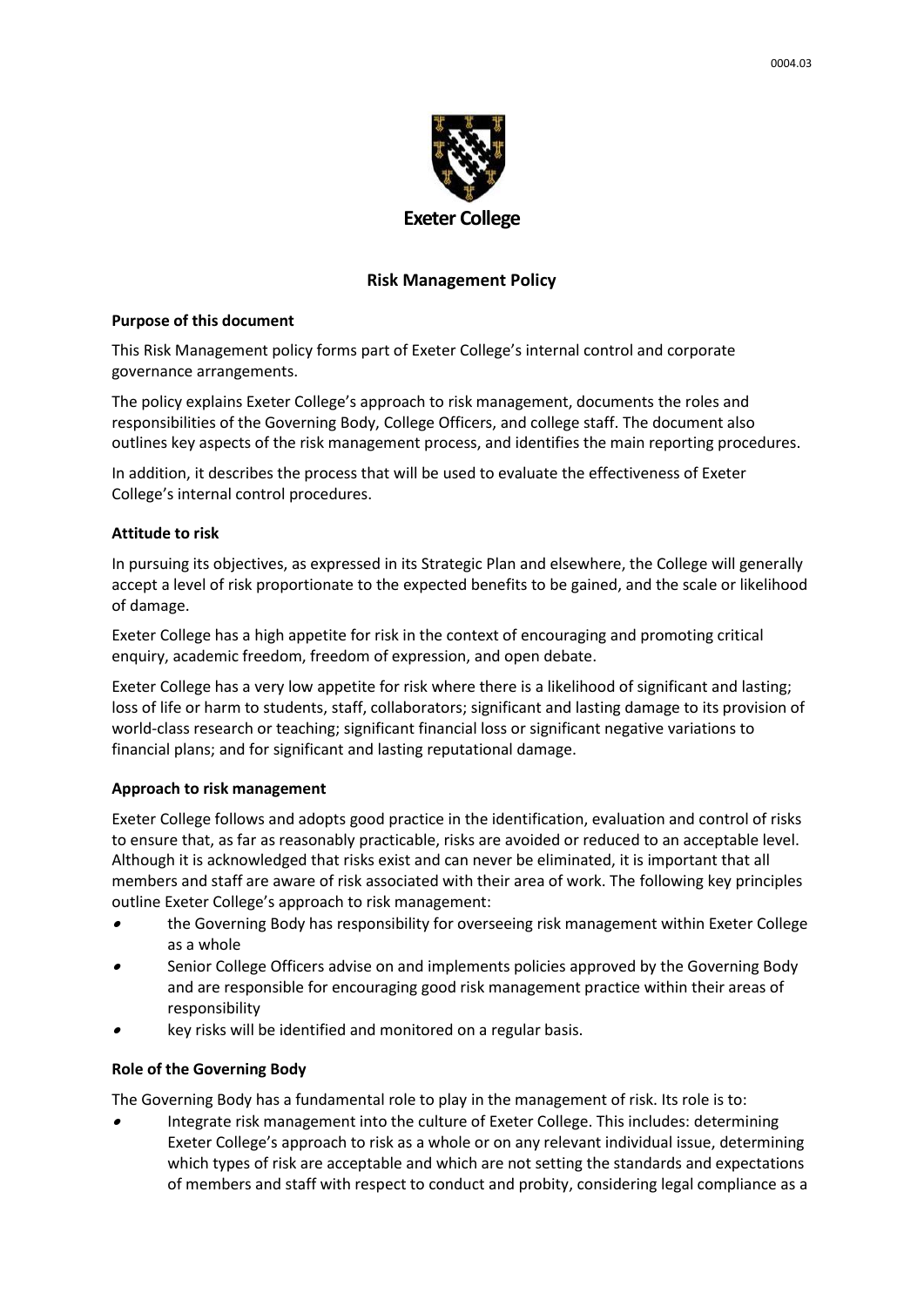Exeter College

# Risk Management Policy

**Purpose of this document**

This Risk Management policy forms part of Exeter College's internal control and corporate governance arrangements.

The policy explains Exeter College's approach to risk management, documents the roles and responsibilities of the Governing Body, College Officers, and college staff. The document also outlines key aspects of the risk management process, and identifies the main reporting procedures.

In addition, it describes the process that will be used to evaluate the effectiveness of Exeter College's internal control procedures.

**Attitude to risk**

In pursuing its objectives, as expressed in its Strategic Plan and elsewhere, the College will generally accept a level of risk proportionate to the expected benefits to be gained, and the scale or likelihood of damage.

Exeter College has a high appetite for risk in the context of encouraging and promoting critical enquiry, academic freedom, freedom of expression, and open debate.

Exeter College has a very low appetite for risk where there is a likelihood of significant and lasting; loss of life or harm to students, staff, collaborators; significant and lasting damage to its provision of world-class research or teaching; significant financial loss or significant negative variations to financial plans; and for significant and lasting reputational damage.

**Approach to risk management**

Exeter College follows and adopts good practice in the identification, evaluation and control of risks to ensure that, as far as reasonably practicable, risks are avoided or reduced to an acceptable level. Although it is acknowledged that risks exist and can never be eliminated, it is important that all members and staff are aware of risk associated with their area of work. The following key principles outline Exeter College's approach to risk management:

- the Governing Body has responsibility for overseeing risk management within Exeter College as a whole
- Senior College Officers advise on and implements policies approved by the Governing Body and are responsible for encouraging good risk management practice within their areas of responsibility
- key risks will be identified and monitored on a regular basis.

**Role of the Governing Body**

The Governing Body has a fundamental role to play in the management of risk. Its role is to:

- Integrate risk management into the culture of Exeter College. This includes: determining Exeter College's approach to risk as a whole or on any relevant individual issue, determining which types of risk are acceptable and which are not setting the standards and expectations of members and staff with respect to conduct and probity, considering legal compliance as a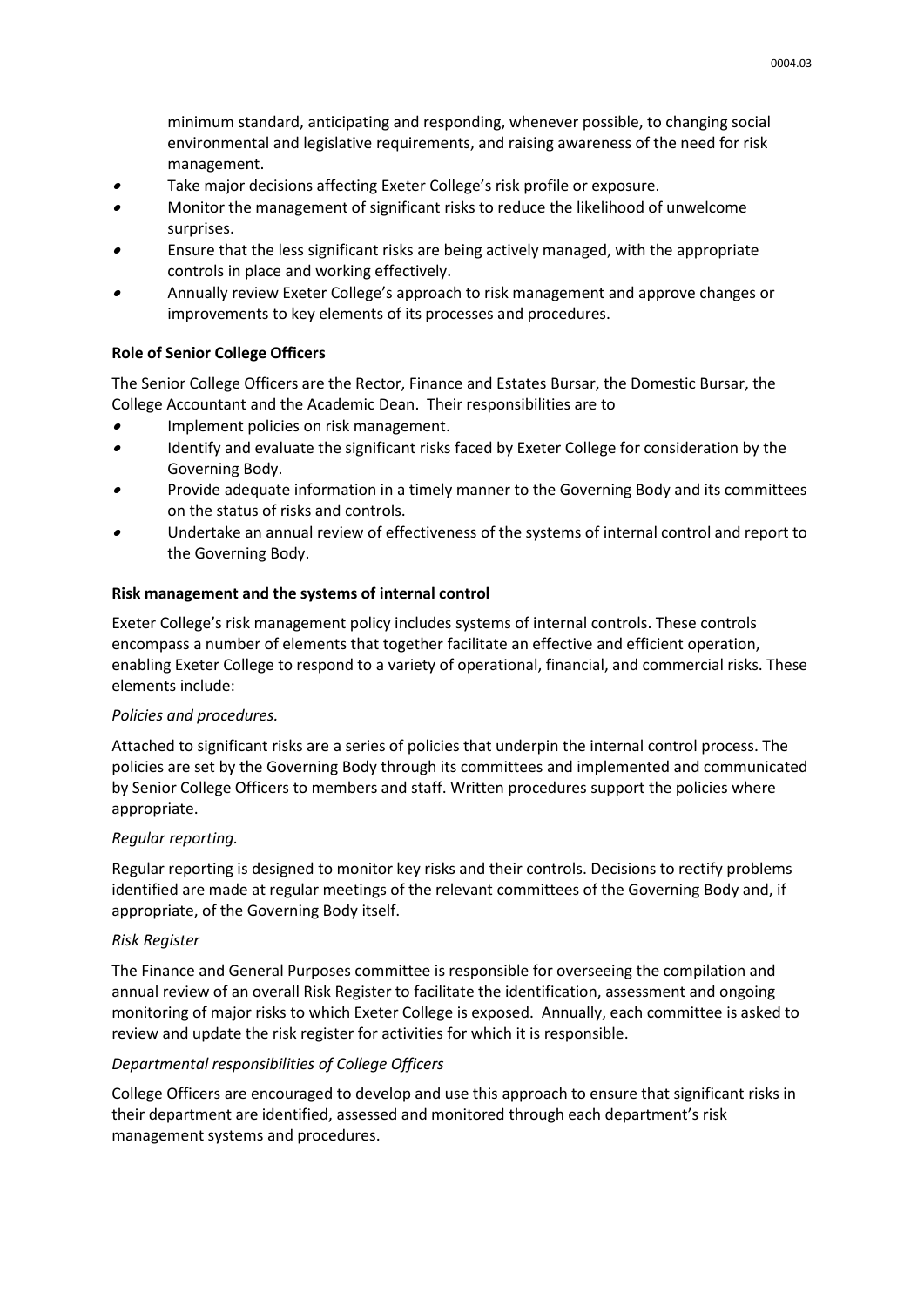minimum standard, anticipating and responding, whenever possible, to changing social environmental and legislative requirements, and raising awareness of the need for risk management.

- Take major decisions affecting Exeter College's risk profile or exposure.
- Monitor the management of significant risks to reduce the likelihood of unwelcome surprises.
- Ensure that the less significant risks are being actively managed, with the appropriate controls in place and working effectively.
- Annually review Exeter College's approach to risk management and approve changes or improvements to key elements of its processes and procedures.

**Role of Senior College Officers**

The Senior College Officers are the Rector, Finance and Estates Bursar, the Domestic Bursar, the College Accountant and the Academic Dean. Their responsibilities are to

- Implement policies on risk management.
- Identify and evaluate the significant risks faced by Exeter College for consideration by the Governing Body.
- Provide adequate information in a timely manner to the Governing Body and its committees on the status of risks and controls.
- Undertake an annual review of effectiveness of the systems of internal control and report to the Governing Body.

**Risk management and the systems of internal control**

Exeter College's risk management policy includes systems of internal controls. These controls encompass a number of elements that together facilitate an effective and efficient operation, enabling Exeter College to respond to a variety of operational, financial, and commercial risks. These elements include:

*Policies and procedures.*

Attached to significant risks are a series of policies that underpin the internal control process. The policies are set by the Governing Body through its committees and implemented and communicated by Senior College Officers to members and staff. Written procedures support the policies where appropriate.

*Regular reporting.*

Regular reporting is designed to monitor key risks and their controls. Decisions to rectify problems identified are made at regular meetings of the relevant committees of the Governing Body and, if appropriate, of the Governing Body itself.

*Risk Register*

The Finance and General Purposes committee is responsible for overseeing the compilation and annual review of an overall Risk Register to facilitate the identification, assessment and ongoing monitoring of major risks to which Exeter College is exposed. Annually, each committee is asked to review and update the risk register for activities for which it is responsible.

*Departmental responsibilities of College Officers*

College Officers are encouraged to develop and use this approach to ensure that significant risks in their department are identified, assessed and monitored through each department's risk management systems and procedures.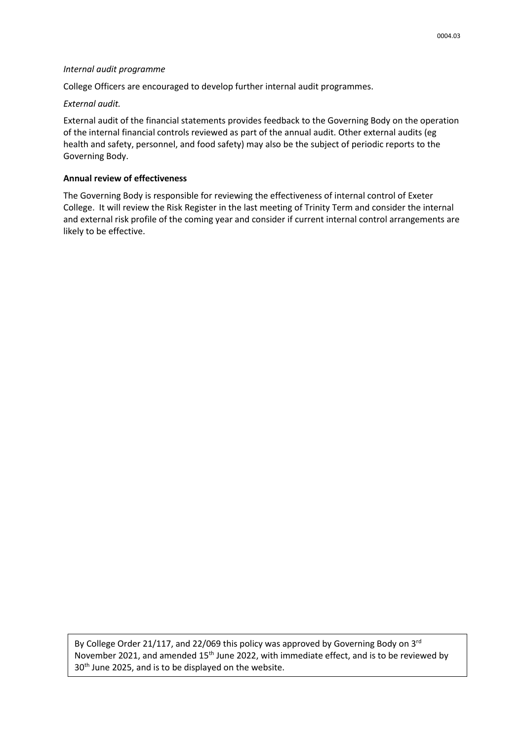*Internal audit programme*

College Officers are encouraged to develop further internal audit programmes.

*External audit.*

External audit of the financial statements provides feedback to the Governing Body on the operation of the internal financial controls reviewed as part of the annual audit. Other external audits (eg health and safety, personnel, and food safety) may also be the subject of periodic reports to the Governing Body.

**Annual review of effectiveness**

The Governing Body is responsible for reviewing the effectiveness of internal control of Exeter College. It will review the Risk Register in the last meeting of Trinity Term and consider the internal and external risk profile of the coming year and consider if current internal control arrangements are likely to be effective.

By College Order 21/117, and 22/069 this policy was approved by Governing Body on 3rd November 2021, and amended 15th June 2022, with immediate effect, and is to be reviewed by 30th June 2025, and is to be displayed on the website.